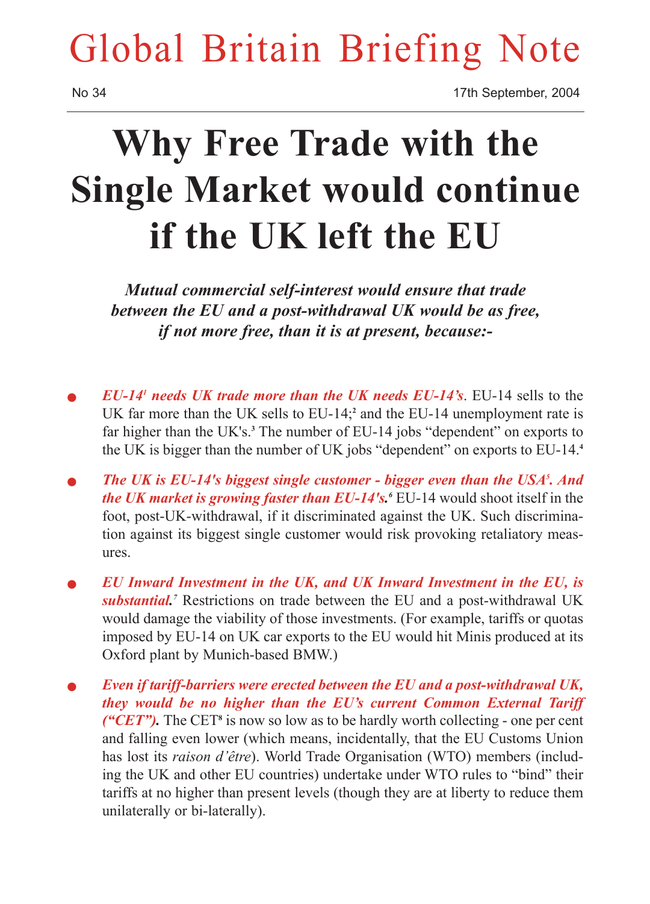# Global Britain Briefing Note

No 34

17th September, 2004

# Why Free Trade with the Single Market would continue if the UK left the EU

***Mutual commercial self-interest would ensure that trade between the EU and a post-withdrawal UK would be as free, if not more free, than it is at present, because:-***

- ***EU-14[1] needs UK trade more than the UK needs EU-14's***. EU-14 sells to the UK far more than the UK sells to EU-14;[2] and the EU-14 unemployment rate is far higher than the UK's.[3] The number of EU-14 jobs "dependent" on exports to the UK is bigger than the number of UK jobs "dependent" on exports to EU-14.[4]

- ***The UK is EU-14's biggest single customer - bigger even than the USA[5]. And the UK market is growing faster than EU-14's.[6]*** EU-14 would shoot itself in the foot, post-UK-withdrawal, if it discriminated against the UK. Such discrimination against its biggest single customer would risk provoking retaliatory measures.

- ***EU Inward Investment in the UK, and UK Inward Investment in the EU, is substantial.[7]*** Restrictions on trade between the EU and a post-withdrawal UK would damage the viability of those investments. (For example, tariffs or quotas imposed by EU-14 on UK car exports to the EU would hit Minis produced at its Oxford plant by Munich-based BMW.)

- ***Even if tariff-barriers were erected between the EU and a post-withdrawal UK, they would be no higher than the EU's current Common External Tariff ("CET").*** The CET[8] is now so low as to be hardly worth collecting - one per cent and falling even lower (which means, incidentally, that the EU Customs Union has lost its *raison d'être*). World Trade Organisation (WTO) members (including the UK and other EU countries) undertake under WTO rules to "bind" their tariffs at no higher than present levels (though they are at liberty to reduce them unilaterally or bi-laterally).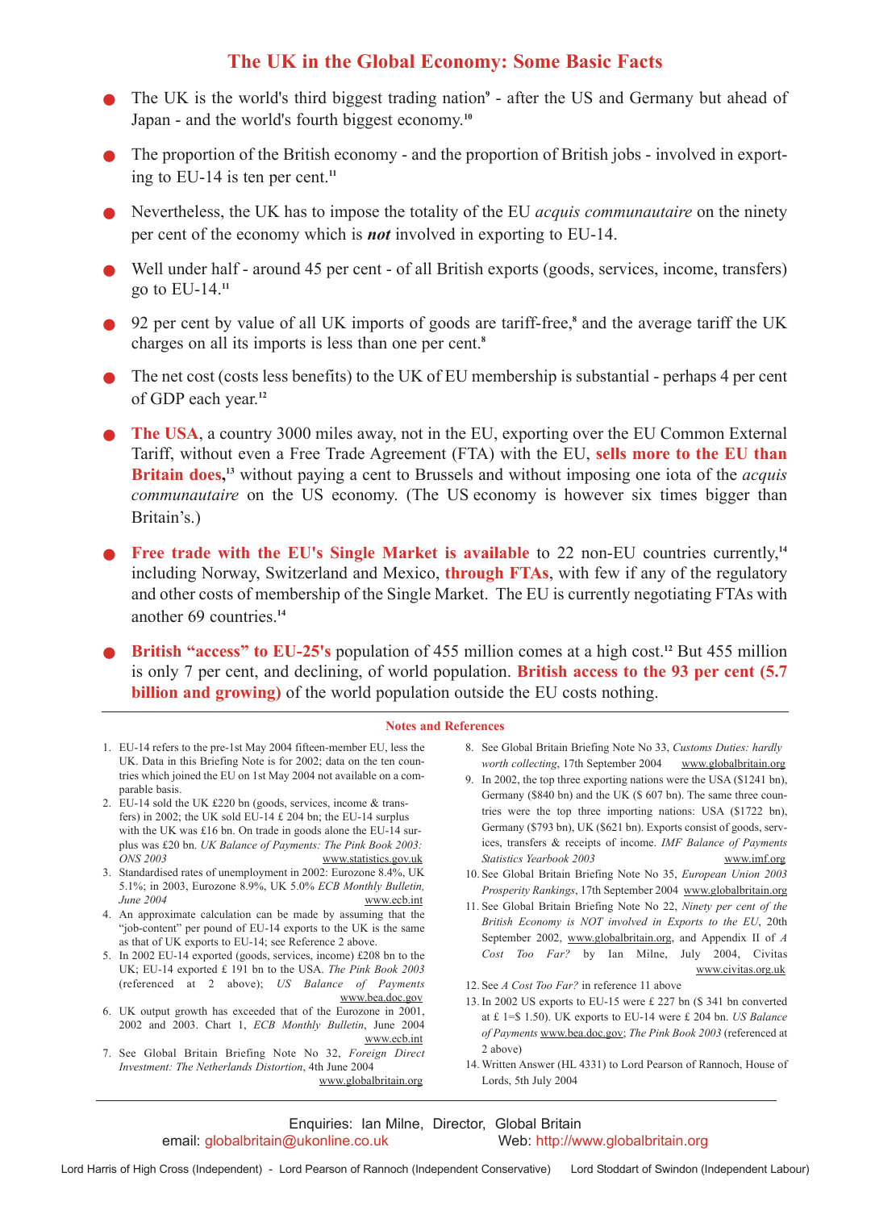# The UK in the Global Economy: Some Basic Facts

- The UK is the world's third biggest trading nation[9] - after the US and Germany but ahead of Japan - and the world's fourth biggest economy.[10]
- The proportion of the British economy - and the proportion of British jobs - involved in exporting to EU-14 is ten per cent.[11]
- Nevertheless, the UK has to impose the totality of the EU *acquis communautaire* on the ninety per cent of the economy which is ***not*** involved in exporting to EU-14.
- Well under half - around 45 per cent - of all British exports (goods, services, income, transfers) go to EU-14.[11]
- 92 per cent by value of all UK imports of goods are tariff-free,[8] and the average tariff the UK charges on all its imports is less than one per cent.[8]
- The net cost (costs less benefits) to the UK of EU membership is substantial - perhaps 4 per cent of GDP each year.[12]
- **The USA**, a country 3000 miles away, not in the EU, exporting over the EU Common External Tariff, without even a Free Trade Agreement (FTA) with the EU, **sells more to the EU than Britain does,**[13] without paying a cent to Brussels and without imposing one iota of the *acquis communautaire* on the US economy. (The US economy is however six times bigger than Britain's.)
- **Free trade with the EU's Single Market is available** to 22 non-EU countries currently,[14] including Norway, Switzerland and Mexico, **through FTAs**, with few if any of the regulatory and other costs of membership of the Single Market. The EU is currently negotiating FTAs with another 69 countries.[14]
- **British "access" to EU-25's** population of 455 million comes at a high cost.[12] But 455 million is only 7 per cent, and declining, of world population. **British access to the 93 per cent (5.7 billion and growing)** of the world population outside the EU costs nothing.

## Notes and References

1. EU-14 refers to the pre-1st May 2004 fifteen-member EU, less the UK. Data in this Briefing Note is for 2002; data on the ten countries which joined the EU on 1st May 2004 not available on a comparable basis.
2. EU-14 sold the UK £220 bn (goods, services, income & transfers) in 2002; the UK sold EU-14 £ 204 bn; the EU-14 surplus with the UK was £16 bn. On trade in goods alone the EU-14 surplus was £20 bn. *UK Balance of Payments: The Pink Book 2003: ONS 2003* www.statistics.gov.uk
3. Standardised rates of unemployment in 2002: Eurozone 8.4%, UK 5.1%; in 2003, Eurozone 8.9%, UK 5.0% *ECB Monthly Bulletin, June 2004* www.ecb.int
4. An approximate calculation can be made by assuming that the "job-content" per pound of EU-14 exports to the UK is the same as that of UK exports to EU-14; see Reference 2 above.
5. In 2002 EU-14 exported (goods, services, income) £208 bn to the UK; EU-14 exported £ 191 bn to the USA. *The Pink Book 2003* (referenced at 2 above); *US Balance of Payments* www.bea.doc.gov
6. UK output growth has exceeded that of the Eurozone in 2001, 2002 and 2003. Chart 1, *ECB Monthly Bulletin*, June 2004 www.ecb.int
7. See Global Britain Briefing Note No 32, *Foreign Direct Investment: The Netherlands Distortion*, 4th June 2004 www.globalbritain.org
8. See Global Britain Briefing Note No 33, *Customs Duties: hardly worth collecting*, 17th September 2004 www.globalbritain.org
9. In 2002, the top three exporting nations were the USA ($1241 bn), Germany ($840 bn) and the UK ($ 607 bn). The same three countries were the top three importing nations: USA ($1722 bn), Germany ($793 bn), UK ($621 bn). Exports consist of goods, services, transfers & receipts of income. *IMF Balance of Payments Statistics Yearbook 2003* www.imf.org
10. See Global Britain Briefing Note No 35, *European Union 2003 Prosperity Rankings*, 17th September 2004 www.globalbritain.org
11. See Global Britain Briefing Note No 22, *Ninety per cent of the British Economy is NOT involved in Exports to the EU*, 20th September 2002, www.globalbritain.org, and Appendix II of *A Cost Too Far?* by Ian Milne, July 2004, Civitas www.civitas.org.uk
12. See *A Cost Too Far?* in reference 11 above
13. In 2002 US exports to EU-15 were £ 227 bn ($ 341 bn converted at £ 1=$ 1.50). UK exports to EU-14 were £ 204 bn. *US Balance of Payments* www.bea.doc.gov; *The Pink Book 2003* (referenced at 2 above)
14. Written Answer (HL 4331) to Lord Pearson of Rannoch, House of Lords, 5th July 2004

Enquiries: Ian Milne, Director, Global Britain

email: globalbritain@ukonline.co.uk Web: http://www.globalbritain.org

Lord Harris of High Cross (Independent) - Lord Pearson of Rannoch (Independent Conservative) Lord Stoddart of Swindon (Independent Labour)